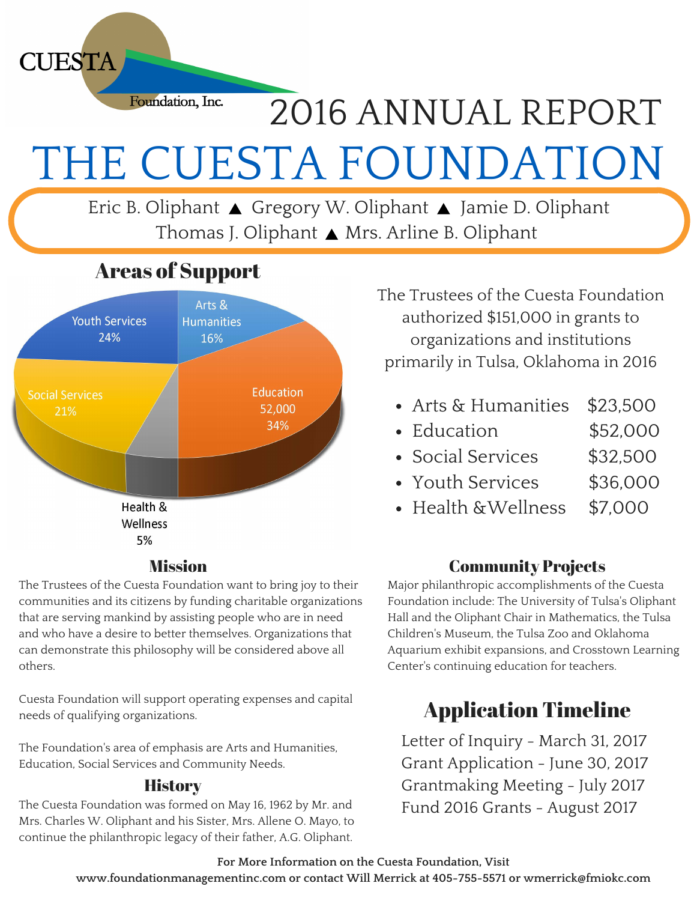CUESTA Foundation, Inc.

# 2016 ANNUAL REPORT

# THE CUESTA FOUNDATION

Eric B. Oliphant ▲ Gregory W. Oliphant ▲ Jamie D. Oliphant
Thomas J. Oliphant ▲ Mrs. Arline B. Oliphant

## Areas of Support

- Youth Services 24%
- Arts & Humanities 16%
- Social Services 21%
- Education 52,000 34%
- Health & Wellness 5%

The Trustees of the Cuesta Foundation authorized $151,000 in grants to organizations and institutions primarily in Tulsa, Oklahoma in 2016

- Arts & Humanities $23,500
- Education $52,000
- Social Services $32,500
- Youth Services $36,000
- Health &Wellness $7,000

## Mission

The Trustees of the Cuesta Foundation want to bring joy to their communities and its citizens by funding charitable organizations that are serving mankind by assisting people who are in need and who have a desire to better themselves. Organizations that can demonstrate this philosophy will be considered above all others.

Cuesta Foundation will support operating expenses and capital needs of qualifying organizations.

The Foundation's area of emphasis are Arts and Humanities, Education, Social Services and Community Needs.

## History

The Cuesta Foundation was formed on May 16, 1962 by Mr. and Mrs. Charles W. Oliphant and his Sister, Mrs. Allene O. Mayo, to continue the philanthropic legacy of their father, A.G. Oliphant.

## Community Projects

Major philanthropic accomplishments of the Cuesta Foundation include: The University of Tulsa's Oliphant Hall and the Oliphant Chair in Mathematics, the Tulsa Children's Museum, the Tulsa Zoo and Oklahoma Aquarium exhibit expansions, and Crosstown Learning Center's continuing education for teachers.

## Application Timeline

Letter of Inquiry - March 31, 2017
Grant Application - June 30, 2017
Grantmaking Meeting - July 2017
Fund 2016 Grants - August 2017

**For More Information on the Cuesta Foundation, Visit www.foundationmanagementinc.com or contact Will Merrick at 405-755-5571 or wmerrick@fmiokc.com**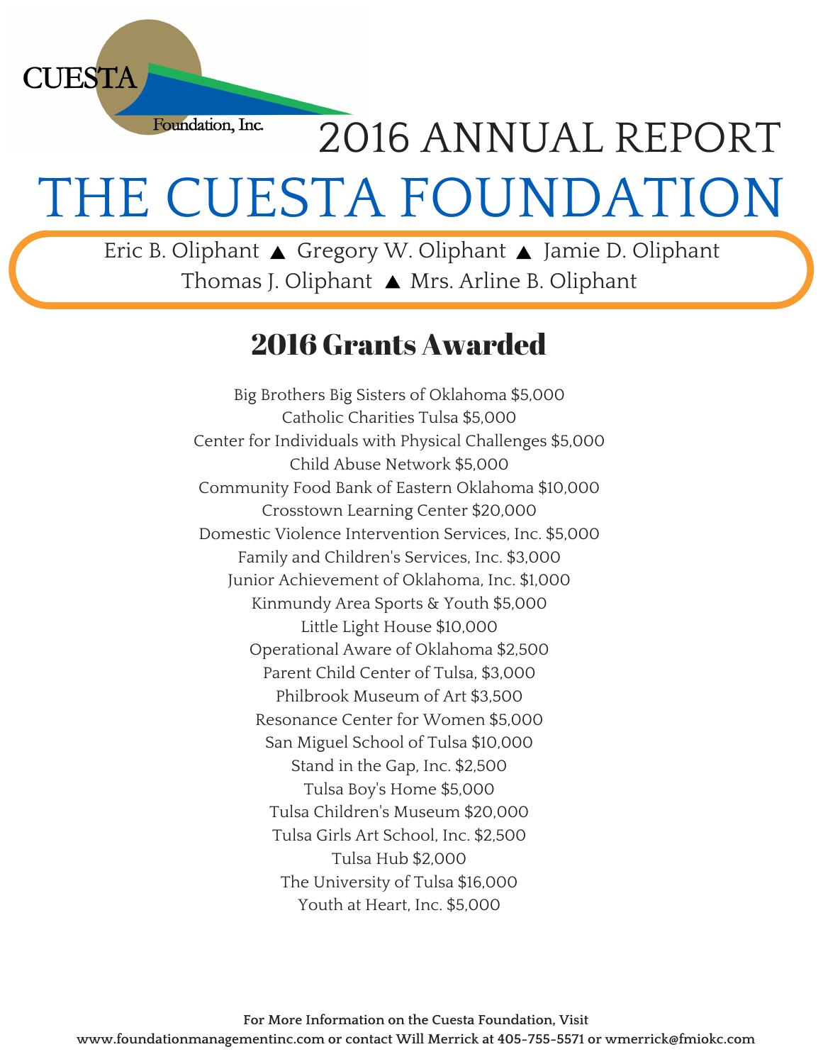CUESTA

Foundation, Inc.

2016 ANNUAL REPORT

# THE CUESTA FOUNDATION

Eric B. Oliphant ▲ Gregory W. Oliphant ▲ Jamie D. Oliphant
Thomas J. Oliphant ▲ Mrs. Arline B. Oliphant

## 2016 Grants Awarded

Big Brothers Big Sisters of Oklahoma $5,000
Catholic Charities Tulsa $5,000
Center for Individuals with Physical Challenges $5,000
Child Abuse Network $5,000
Community Food Bank of Eastern Oklahoma $10,000
Crosstown Learning Center $20,000
Domestic Violence Intervention Services, Inc. $5,000
Family and Children's Services, Inc. $3,000
Junior Achievement of Oklahoma, Inc. $1,000
Kinmundy Area Sports & Youth $5,000
Little Light House $10,000
Operational Aware of Oklahoma $2,500
Parent Child Center of Tulsa, $3,000
Philbrook Museum of Art $3,500
Resonance Center for Women $5,000
San Miguel School of Tulsa $10,000
Stand in the Gap, Inc. $2,500
Tulsa Boy's Home $5,000
Tulsa Children's Museum $20,000
Tulsa Girls Art School, Inc. $2,500
Tulsa Hub $2,000
The University of Tulsa $16,000
Youth at Heart, Inc. $5,000

**For More Information on the Cuesta Foundation, Visit**
**www.foundationmanagementinc.com or contact Will Merrick at 405-755-5571 or wmerrick@fmiokc.com**